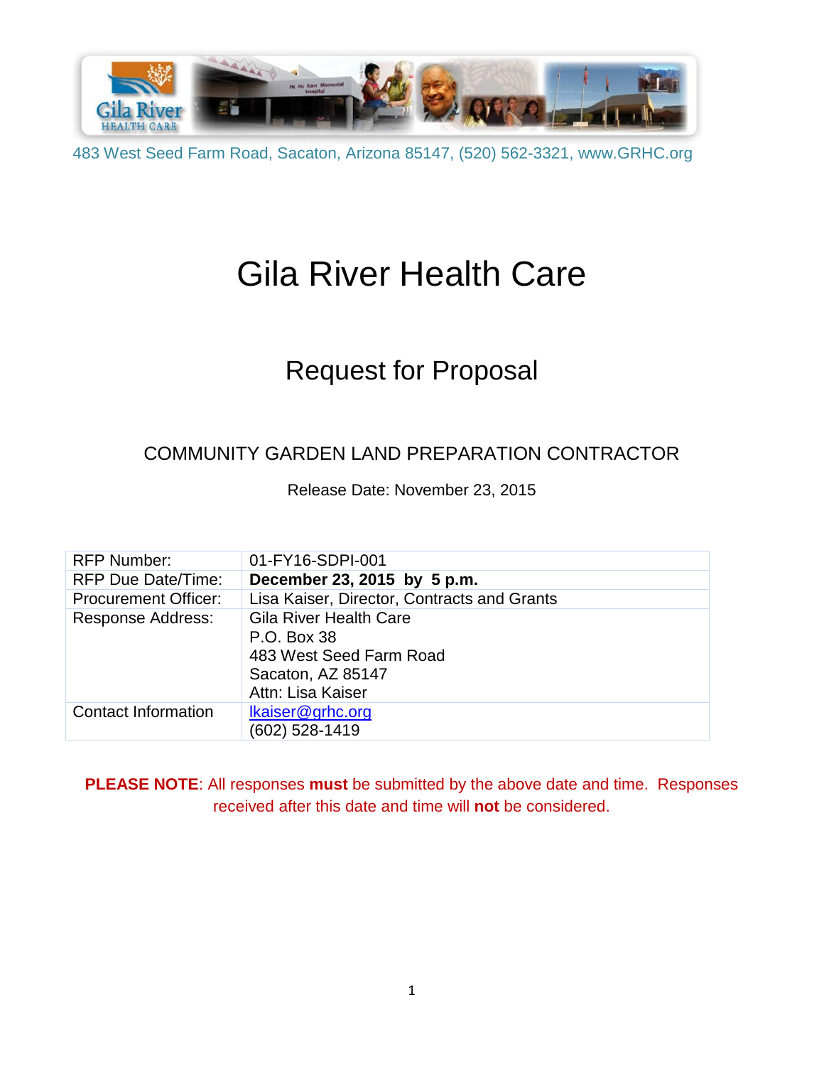483 West Seed Farm Road, Sacaton, Arizona 85147, (520) 562-3321, www.GRHC.org

# Gila River Health Care

## Request for Proposal

### COMMUNITY GARDEN LAND PREPARATION CONTRACTOR

Release Date: November 23, 2015

| | |
|---|---|
| RFP Number: | 01-FY16-SDPI-001 |
| RFP Due Date/Time: | **December 23, 2015 by 5 p.m.** |
| Procurement Officer: | Lisa Kaiser, Director, Contracts and Grants |
| Response Address: | Gila River Health Care<br>P.O. Box 38<br>483 West Seed Farm Road<br>Sacaton, AZ 85147<br>Attn: Lisa Kaiser |
| Contact Information | lkaiser@grhc.org<br>(602) 528-1419 |

**PLEASE NOTE**: All responses **must** be submitted by the above date and time. Responses received after this date and time will **not** be considered.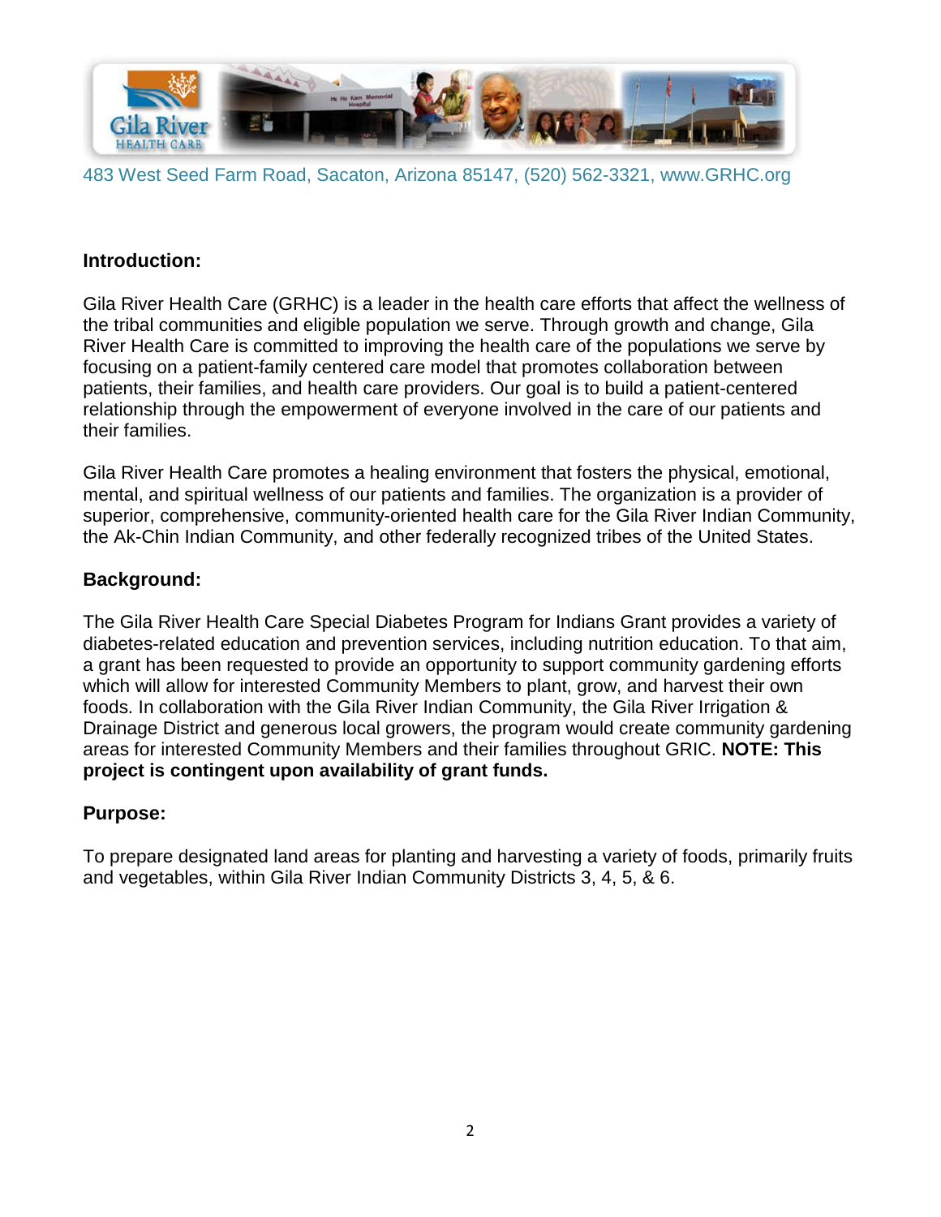483 West Seed Farm Road, Sacaton, Arizona 85147, (520) 562-3321, www.GRHC.org

## Introduction:

Gila River Health Care (GRHC) is a leader in the health care efforts that affect the wellness of the tribal communities and eligible population we serve. Through growth and change, Gila River Health Care is committed to improving the health care of the populations we serve by focusing on a patient-family centered care model that promotes collaboration between patients, their families, and health care providers. Our goal is to build a patient-centered relationship through the empowerment of everyone involved in the care of our patients and their families.

Gila River Health Care promotes a healing environment that fosters the physical, emotional, mental, and spiritual wellness of our patients and families. The organization is a provider of superior, comprehensive, community-oriented health care for the Gila River Indian Community, the Ak-Chin Indian Community, and other federally recognized tribes of the United States.

## Background:

The Gila River Health Care Special Diabetes Program for Indians Grant provides a variety of diabetes-related education and prevention services, including nutrition education. To that aim, a grant has been requested to provide an opportunity to support community gardening efforts which will allow for interested Community Members to plant, grow, and harvest their own foods. In collaboration with the Gila River Indian Community, the Gila River Irrigation & Drainage District and generous local growers, the program would create community gardening areas for interested Community Members and their families throughout GRIC. **NOTE: This project is contingent upon availability of grant funds.**

## Purpose:

To prepare designated land areas for planting and harvesting a variety of foods, primarily fruits and vegetables, within Gila River Indian Community Districts 3, 4, 5, & 6.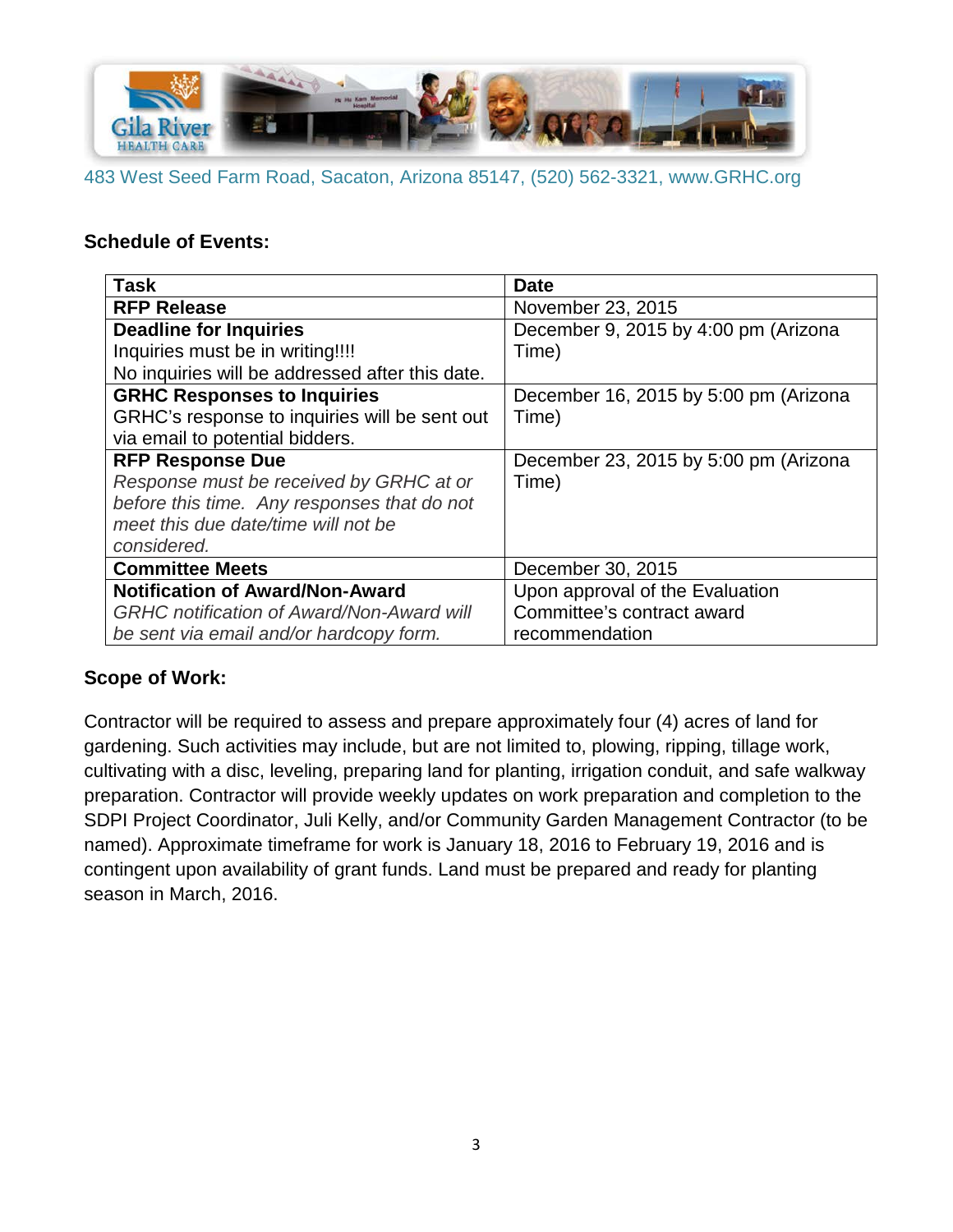483 West Seed Farm Road, Sacaton, Arizona 85147, (520) 562-3321, www.GRHC.org

**Schedule of Events:**

| Task | Date |
|---|---|
| **RFP Release** | November 23, 2015 |
| **Deadline for Inquiries**<br>Inquiries must be in writing!!!!<br>No inquiries will be addressed after this date. | December 9, 2015 by 4:00 pm (Arizona Time) |
| **GRHC Responses to Inquiries**<br>GRHC's response to inquiries will be sent out via email to potential bidders. | December 16, 2015 by 5:00 pm (Arizona Time) |
| **RFP Response Due**<br>*Response must be received by GRHC at or before this time. Any responses that do not meet this due date/time will not be considered.* | December 23, 2015 by 5:00 pm (Arizona Time) |
| **Committee Meets** | December 30, 2015 |
| **Notification of Award/Non-Award**<br>*GRHC notification of Award/Non-Award will be sent via email and/or hardcopy form.* | Upon approval of the Evaluation Committee's contract award recommendation |

**Scope of Work:**

Contractor will be required to assess and prepare approximately four (4) acres of land for gardening. Such activities may include, but are not limited to, plowing, ripping, tillage work, cultivating with a disc, leveling, preparing land for planting, irrigation conduit, and safe walkway preparation. Contractor will provide weekly updates on work preparation and completion to the SDPI Project Coordinator, Juli Kelly, and/or Community Garden Management Contractor (to be named). Approximate timeframe for work is January 18, 2016 to February 19, 2016 and is contingent upon availability of grant funds. Land must be prepared and ready for planting season in March, 2016.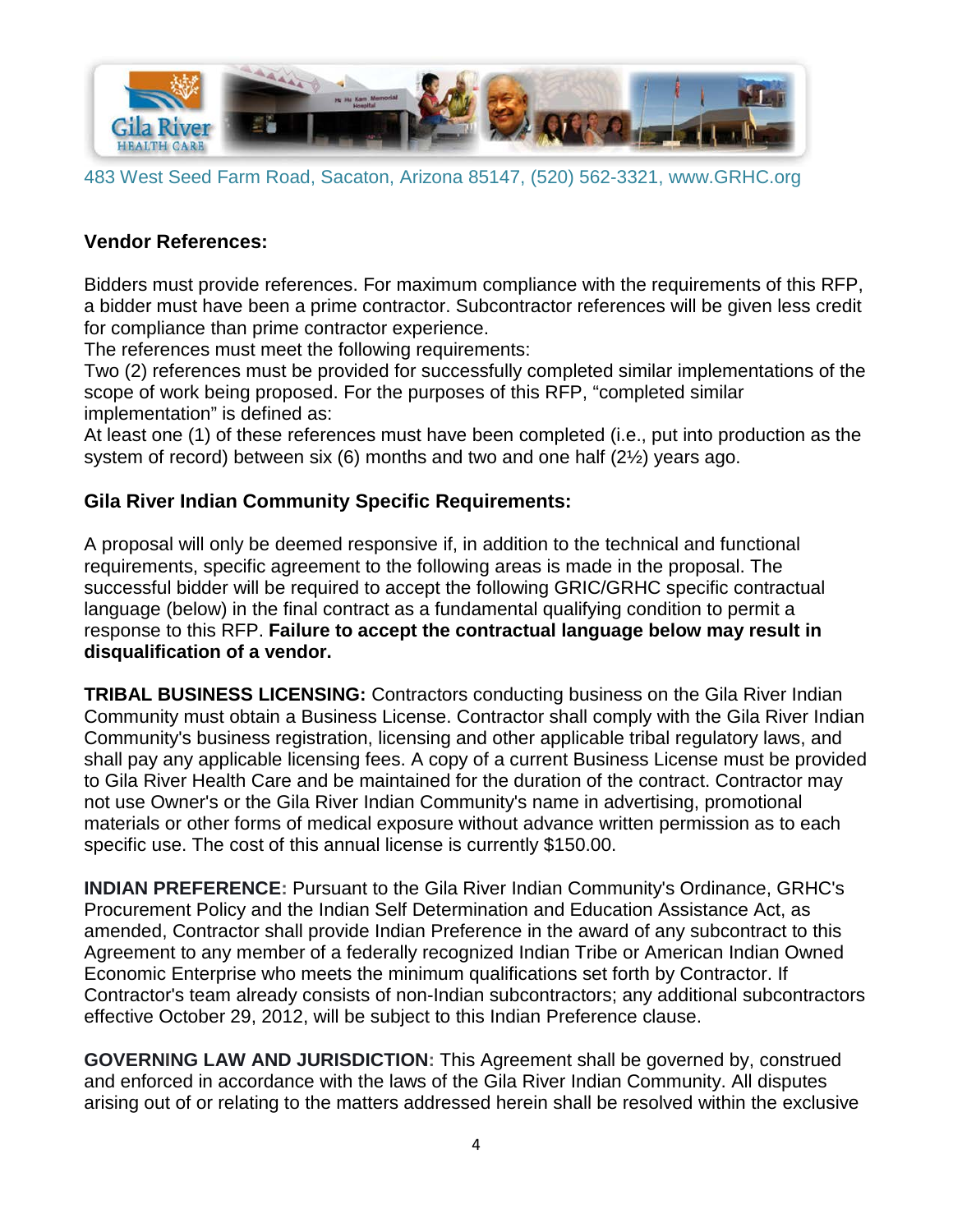483 West Seed Farm Road, Sacaton, Arizona 85147, (520) 562-3321, www.GRHC.org

### Vendor References:

Bidders must provide references. For maximum compliance with the requirements of this RFP, a bidder must have been a prime contractor. Subcontractor references will be given less credit for compliance than prime contractor experience.
The references must meet the following requirements:
Two (2) references must be provided for successfully completed similar implementations of the scope of work being proposed. For the purposes of this RFP, "completed similar implementation" is defined as:
At least one (1) of these references must have been completed (i.e., put into production as the system of record) between six (6) months and two and one half (2½) years ago.

### Gila River Indian Community Specific Requirements:

A proposal will only be deemed responsive if, in addition to the technical and functional requirements, specific agreement to the following areas is made in the proposal. The successful bidder will be required to accept the following GRIC/GRHC specific contractual language (below) in the final contract as a fundamental qualifying condition to permit a response to this RFP. **Failure to accept the contractual language below may result in disqualification of a vendor.**

**TRIBAL BUSINESS LICENSING:** Contractors conducting business on the Gila River Indian Community must obtain a Business License. Contractor shall comply with the Gila River Indian Community's business registration, licensing and other applicable tribal regulatory laws, and shall pay any applicable licensing fees. A copy of a current Business License must be provided to Gila River Health Care and be maintained for the duration of the contract. Contractor may not use Owner's or the Gila River Indian Community's name in advertising, promotional materials or other forms of medical exposure without advance written permission as to each specific use. The cost of this annual license is currently $150.00.

**INDIAN PREFERENCE:** Pursuant to the Gila River Indian Community's Ordinance, GRHC's Procurement Policy and the Indian Self Determination and Education Assistance Act, as amended, Contractor shall provide Indian Preference in the award of any subcontract to this Agreement to any member of a federally recognized Indian Tribe or American Indian Owned Economic Enterprise who meets the minimum qualifications set forth by Contractor. If Contractor's team already consists of non-Indian subcontractors; any additional subcontractors effective October 29, 2012, will be subject to this Indian Preference clause.

**GOVERNING LAW AND JURISDICTION:** This Agreement shall be governed by, construed and enforced in accordance with the laws of the Gila River Indian Community. All disputes arising out of or relating to the matters addressed herein shall be resolved within the exclusive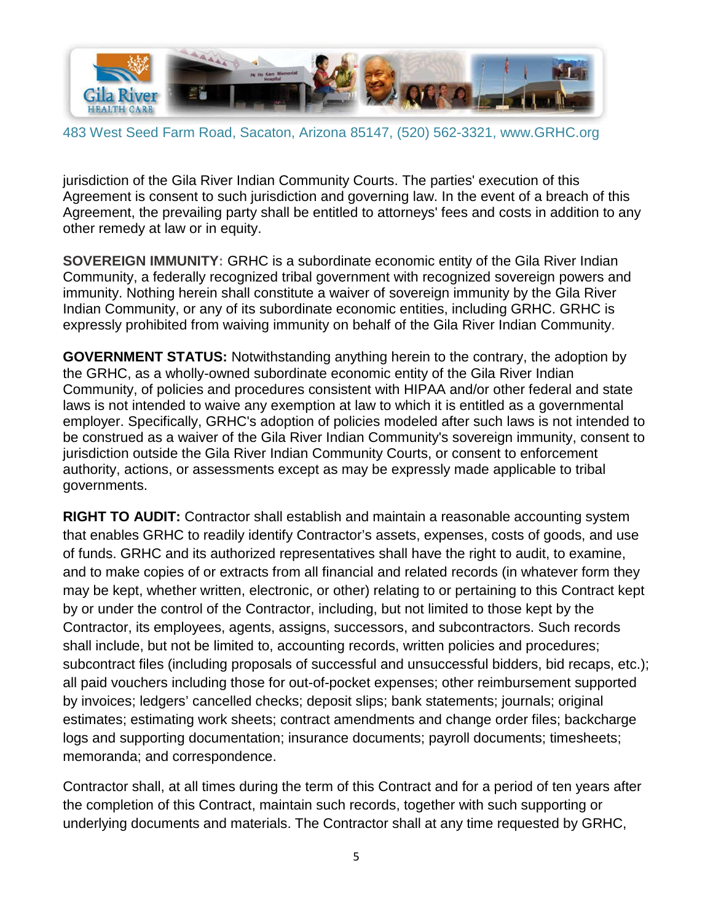jurisdiction of the Gila River Indian Community Courts. The parties' execution of this Agreement is consent to such jurisdiction and governing law. In the event of a breach of this Agreement, the prevailing party shall be entitled to attorneys' fees and costs in addition to any other remedy at law or in equity.

**SOVEREIGN IMMUNITY:** GRHC is a subordinate economic entity of the Gila River Indian Community, a federally recognized tribal government with recognized sovereign powers and immunity. Nothing herein shall constitute a waiver of sovereign immunity by the Gila River Indian Community, or any of its subordinate economic entities, including GRHC. GRHC is expressly prohibited from waiving immunity on behalf of the Gila River Indian Community.

**GOVERNMENT STATUS:** Notwithstanding anything herein to the contrary, the adoption by the GRHC, as a wholly-owned subordinate economic entity of the Gila River Indian Community, of policies and procedures consistent with HIPAA and/or other federal and state laws is not intended to waive any exemption at law to which it is entitled as a governmental employer. Specifically, GRHC's adoption of policies modeled after such laws is not intended to be construed as a waiver of the Gila River Indian Community's sovereign immunity, consent to jurisdiction outside the Gila River Indian Community Courts, or consent to enforcement authority, actions, or assessments except as may be expressly made applicable to tribal governments.

**RIGHT TO AUDIT:** Contractor shall establish and maintain a reasonable accounting system that enables GRHC to readily identify Contractor's assets, expenses, costs of goods, and use of funds. GRHC and its authorized representatives shall have the right to audit, to examine, and to make copies of or extracts from all financial and related records (in whatever form they may be kept, whether written, electronic, or other) relating to or pertaining to this Contract kept by or under the control of the Contractor, including, but not limited to those kept by the Contractor, its employees, agents, assigns, successors, and subcontractors. Such records shall include, but not be limited to, accounting records, written policies and procedures; subcontract files (including proposals of successful and unsuccessful bidders, bid recaps, etc.); all paid vouchers including those for out-of-pocket expenses; other reimbursement supported by invoices; ledgers' cancelled checks; deposit slips; bank statements; journals; original estimates; estimating work sheets; contract amendments and change order files; backcharge logs and supporting documentation; insurance documents; payroll documents; timesheets; memoranda; and correspondence.

Contractor shall, at all times during the term of this Contract and for a period of ten years after the completion of this Contract, maintain such records, together with such supporting or underlying documents and materials. The Contractor shall at any time requested by GRHC,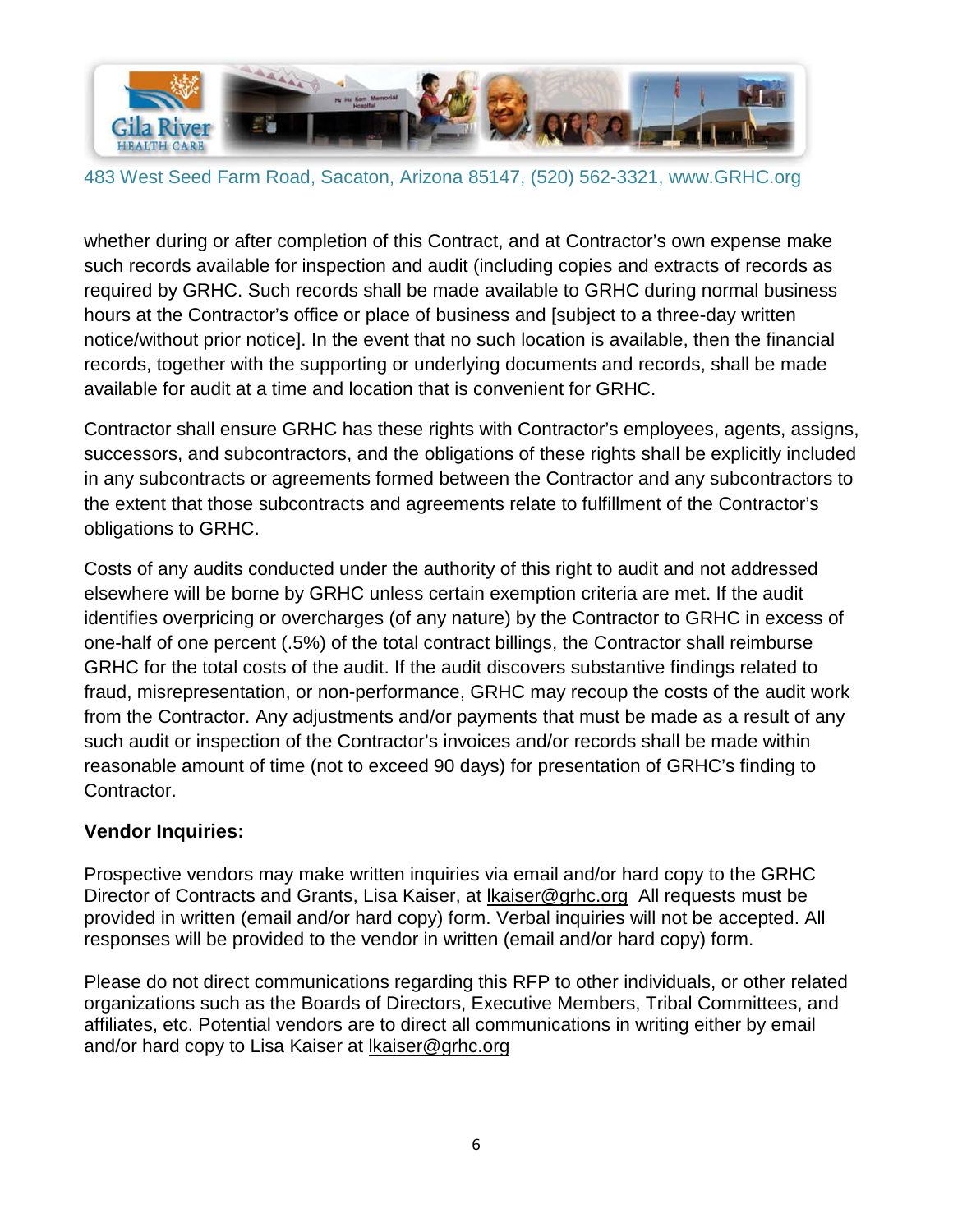whether during or after completion of this Contract, and at Contractor's own expense make such records available for inspection and audit (including copies and extracts of records as required by GRHC. Such records shall be made available to GRHC during normal business hours at the Contractor's office or place of business and [subject to a three-day written notice/without prior notice]. In the event that no such location is available, then the financial records, together with the supporting or underlying documents and records, shall be made available for audit at a time and location that is convenient for GRHC.

Contractor shall ensure GRHC has these rights with Contractor's employees, agents, assigns, successors, and subcontractors, and the obligations of these rights shall be explicitly included in any subcontracts or agreements formed between the Contractor and any subcontractors to the extent that those subcontracts and agreements relate to fulfillment of the Contractor's obligations to GRHC.

Costs of any audits conducted under the authority of this right to audit and not addressed elsewhere will be borne by GRHC unless certain exemption criteria are met. If the audit identifies overpricing or overcharges (of any nature) by the Contractor to GRHC in excess of one-half of one percent (.5%) of the total contract billings, the Contractor shall reimburse GRHC for the total costs of the audit. If the audit discovers substantive findings related to fraud, misrepresentation, or non-performance, GRHC may recoup the costs of the audit work from the Contractor. Any adjustments and/or payments that must be made as a result of any such audit or inspection of the Contractor's invoices and/or records shall be made within reasonable amount of time (not to exceed 90 days) for presentation of GRHC's finding to Contractor.

**Vendor Inquiries:**

Prospective vendors may make written inquiries via email and/or hard copy to the GRHC Director of Contracts and Grants, Lisa Kaiser, at lkaiser@grhc.org All requests must be provided in written (email and/or hard copy) form. Verbal inquiries will not be accepted. All responses will be provided to the vendor in written (email and/or hard copy) form.

Please do not direct communications regarding this RFP to other individuals, or other related organizations such as the Boards of Directors, Executive Members, Tribal Committees, and affiliates, etc. Potential vendors are to direct all communications in writing either by email and/or hard copy to Lisa Kaiser at lkaiser@grhc.org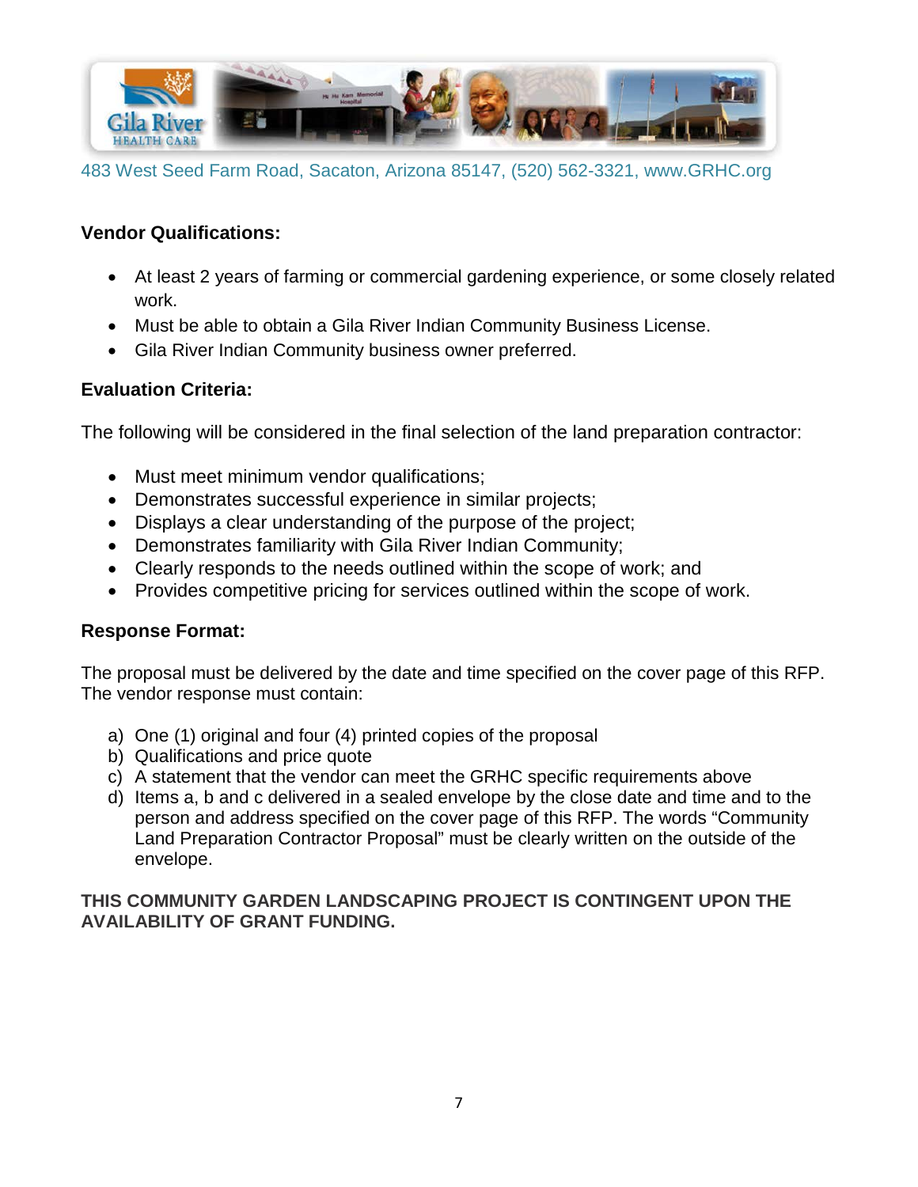483 West Seed Farm Road, Sacaton, Arizona 85147, (520) 562-3321, www.GRHC.org

**Vendor Qualifications:**

- At least 2 years of farming or commercial gardening experience, or some closely related work.
- Must be able to obtain a Gila River Indian Community Business License.
- Gila River Indian Community business owner preferred.

**Evaluation Criteria:**

The following will be considered in the final selection of the land preparation contractor:

- Must meet minimum vendor qualifications;
- Demonstrates successful experience in similar projects;
- Displays a clear understanding of the purpose of the project;
- Demonstrates familiarity with Gila River Indian Community;
- Clearly responds to the needs outlined within the scope of work; and
- Provides competitive pricing for services outlined within the scope of work.

**Response Format:**

The proposal must be delivered by the date and time specified on the cover page of this RFP. The vendor response must contain:

a) One (1) original and four (4) printed copies of the proposal
b) Qualifications and price quote
c) A statement that the vendor can meet the GRHC specific requirements above
d) Items a, b and c delivered in a sealed envelope by the close date and time and to the person and address specified on the cover page of this RFP. The words "Community Land Preparation Contractor Proposal" must be clearly written on the outside of the envelope.

**THIS COMMUNITY GARDEN LANDSCAPING PROJECT IS CONTINGENT UPON THE AVAILABILITY OF GRANT FUNDING.**